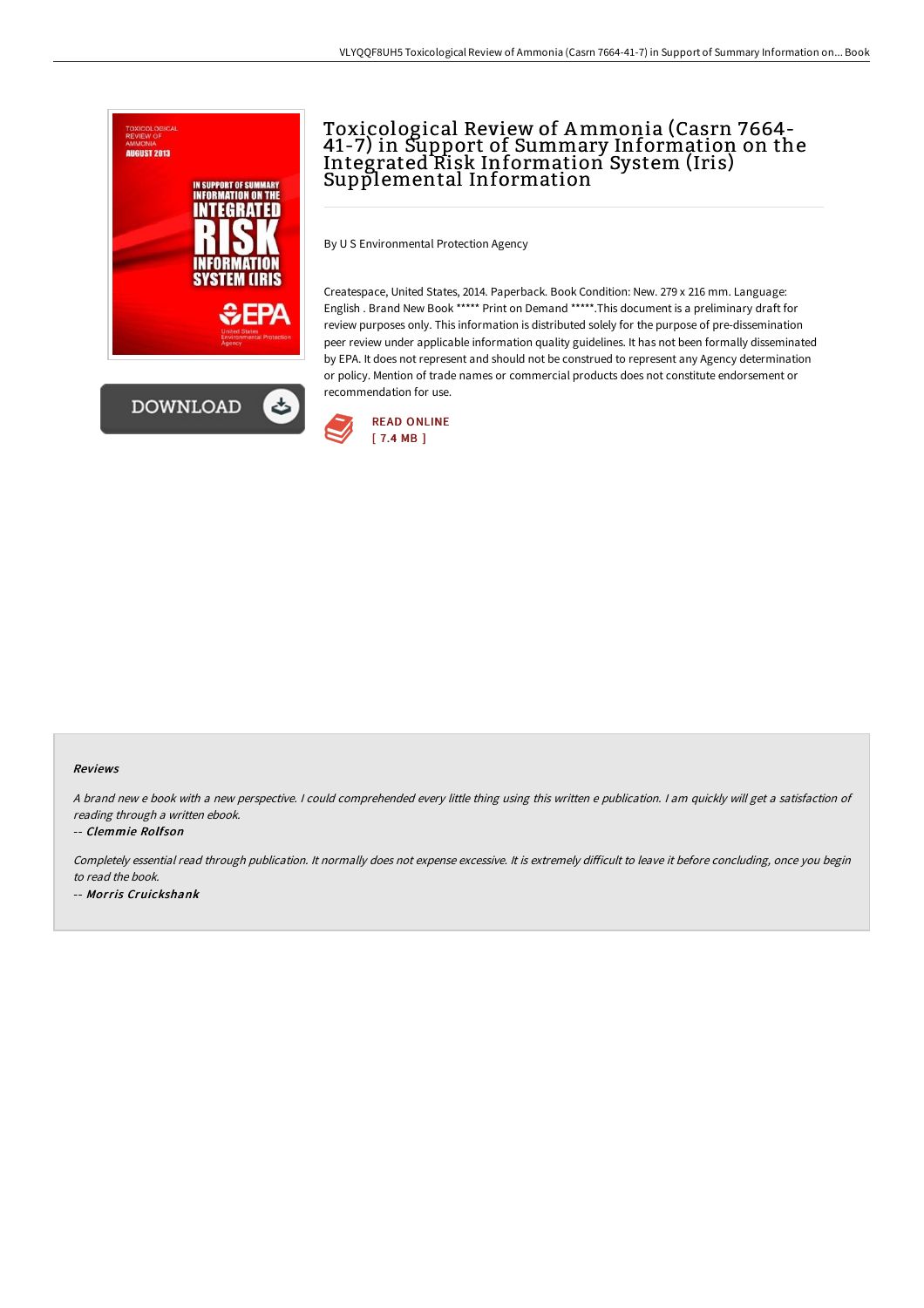# Toxicological Review of Ammonia (Casrn 7664-41-7) in Support of Summary Information on the Integrated Risk Information System (Iris) Supplemental Information

By U S Environmental Protection Agency

Createspace, United States, 2014. Paperback. Book Condition: New. 279 x 216 mm. Language: English . Brand New Book ***** Print on Demand *****.This document is a preliminary draft for review purposes only. This information is distributed solely for the purpose of pre-dissemination peer review under applicable information quality guidelines. It has not been formally disseminated by EPA. It does not represent and should not be construed to represent any Agency determination or policy. Mention of trade names or commercial products does not constitute endorsement or recommendation for use.

READ ONLINE
[ 7.4 MB ]

### Reviews

*A brand new e book with a new perspective. I could comprehended every little thing using this written e publication. I am quickly will get a satisfaction of reading through a written ebook.*

-- ***Clemmie Rolfson***

*Completely essential read through publication. It normally does not expense excessive. It is extremely difficult to leave it before concluding, once you begin to read the book.*

-- ***Morris Cruickshank***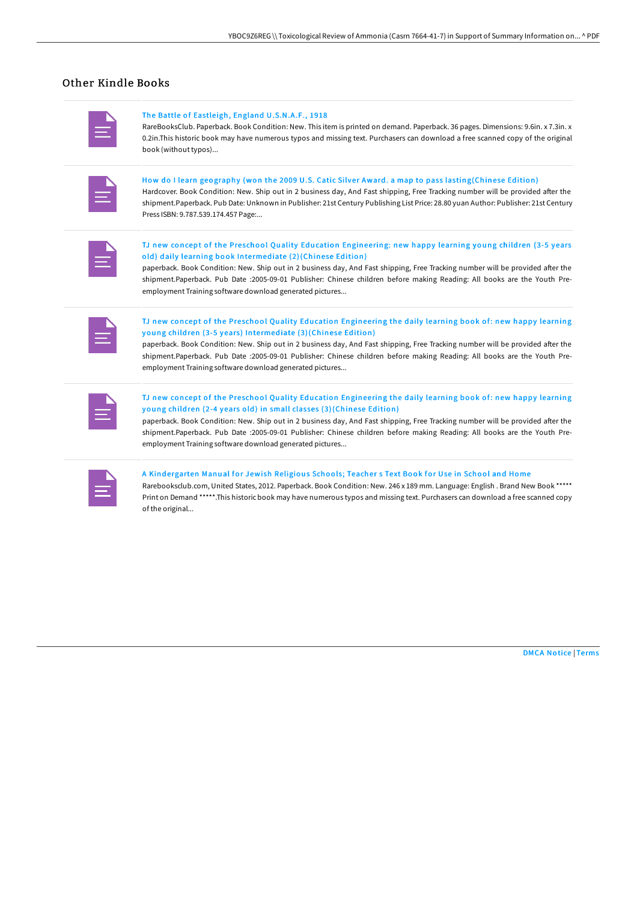## Other Kindle Books

**The Battle of Eastleigh, England U.S.N.A.F., 1918**

RareBooksClub. Paperback. Book Condition: New. This item is printed on demand. Paperback. 36 pages. Dimensions: 9.6in. x 7.3in. x 0.2in.This historic book may have numerous typos and missing text. Purchasers can download a free scanned copy of the original book (without typos)...

**How do I learn geography (won the 2009 U.S. Catic Silver Award. a map to pass lasting(Chinese Edition)**

Hardcover. Book Condition: New. Ship out in 2 business day, And Fast shipping, Free Tracking number will be provided after the shipment.Paperback. Pub Date: Unknown in Publisher: 21st Century Publishing List Price: 28.80 yuan Author: Publisher: 21st Century Press ISBN: 9.787.539.174.457 Page:...

**TJ new concept of the Preschool Quality Education Engineering: new happy learning young children (3-5 years old) daily learning book Intermediate (2)(Chinese Edition)**

paperback. Book Condition: New. Ship out in 2 business day, And Fast shipping, Free Tracking number will be provided after the shipment.Paperback. Pub Date :2005-09-01 Publisher: Chinese children before making Reading: All books are the Youth Pre-employment Training software download generated pictures...

**TJ new concept of the Preschool Quality Education Engineering the daily learning book of: new happy learning young children (3-5 years) Intermediate (3)(Chinese Edition)**

paperback. Book Condition: New. Ship out in 2 business day, And Fast shipping, Free Tracking number will be provided after the shipment.Paperback. Pub Date :2005-09-01 Publisher: Chinese children before making Reading: All books are the Youth Pre-employment Training software download generated pictures...

**TJ new concept of the Preschool Quality Education Engineering the daily learning book of: new happy learning young children (2-4 years old) in small classes (3)(Chinese Edition)**

paperback. Book Condition: New. Ship out in 2 business day, And Fast shipping, Free Tracking number will be provided after the shipment.Paperback. Pub Date :2005-09-01 Publisher: Chinese children before making Reading: All books are the Youth Pre-employment Training software download generated pictures...

**A Kindergarten Manual for Jewish Religious Schools; Teacher s Text Book for Use in School and Home**

Rarebooksclub.com, United States, 2012. Paperback. Book Condition: New. 246 x 189 mm. Language: English . Brand New Book ***** Print on Demand *****.This historic book may have numerous typos and missing text. Purchasers can download a free scanned copy of the original...